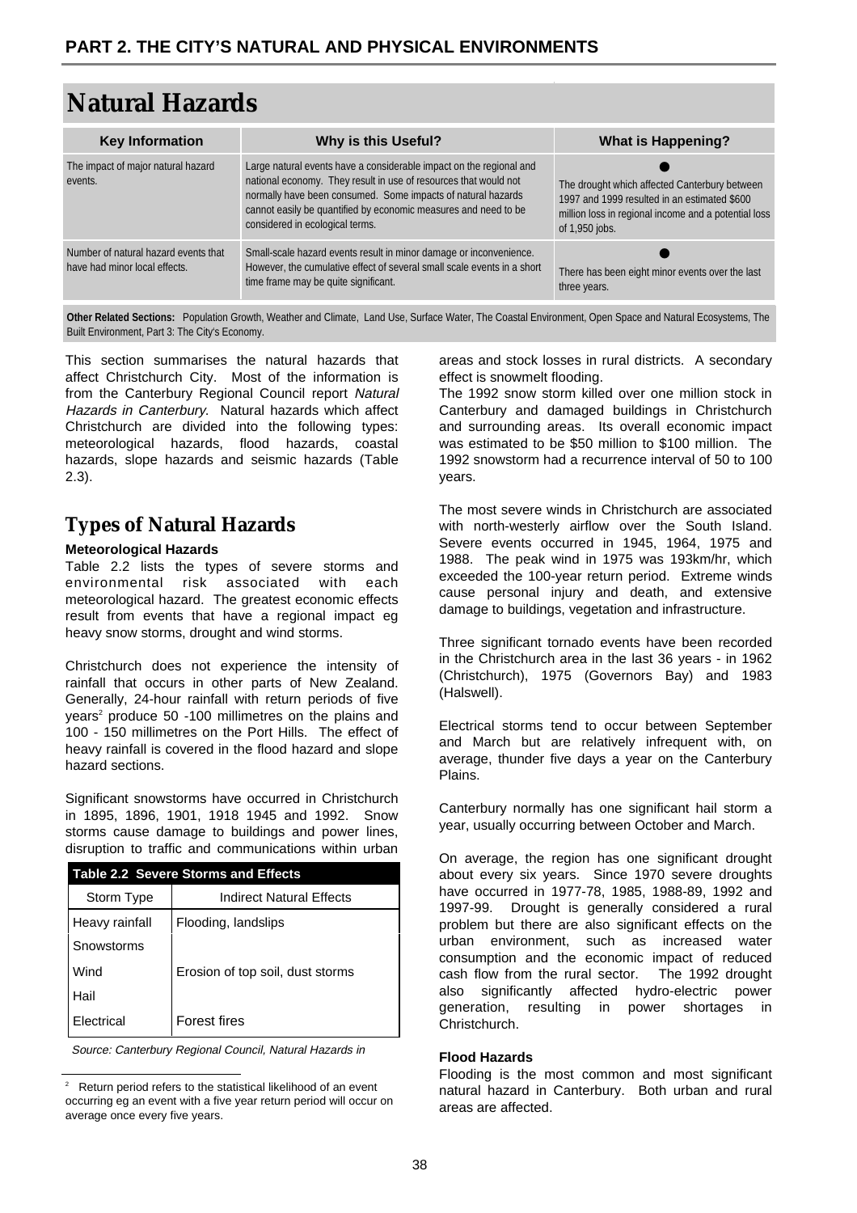## PART 2. THE CITY'S NATURAL AND PHYSICAL ENVIRONMENTS

# Natural Hazards

| Key Information | Why is this Useful? | What is Happening? |
|---|---|---|
| The impact of major natural hazard events. | Large natural events have a considerable impact on the regional and national economy. They result in use of resources that would not normally have been consumed. Some impacts of natural hazards cannot easily be quantified by economic measures and need to be considered in ecological terms. | ● The drought which affected Canterbury between 1997 and 1999 resulted in an estimated $600 million loss in regional income and a potential loss of 1,950 jobs. |
| Number of natural hazard events that have had minor local effects. | Small-scale hazard events result in minor damage or inconvenience. However, the cumulative effect of several small scale events in a short time frame may be quite significant. | ● There has been eight minor events over the last three years. |

**Other Related Sections:** Population Growth, Weather and Climate, Land Use, Surface Water, The Coastal Environment, Open Space and Natural Ecosystems, The Built Environment, Part 3: The City's Economy.

This section summarises the natural hazards that affect Christchurch City. Most of the information is from the Canterbury Regional Council report *Natural Hazards in Canterbury*. Natural hazards which affect Christchurch are divided into the following types: meteorological hazards, flood hazards, coastal hazards, slope hazards and seismic hazards (Table 2.3).

## Types of Natural Hazards

### Meteorological Hazards

Table 2.2 lists the types of severe storms and environmental risk associated with each meteorological hazard. The greatest economic effects result from events that have a regional impact eg heavy snow storms, drought and wind storms.

Christchurch does not experience the intensity of rainfall that occurs in other parts of New Zealand. Generally, 24-hour rainfall with return periods of five years[2] produce 50 -100 millimetres on the plains and 100 - 150 millimetres on the Port Hills. The effect of heavy rainfall is covered in the flood hazard and slope hazard sections.

Significant snowstorms have occurred in Christchurch in 1895, 1896, 1901, 1918 1945 and 1992. Snow storms cause damage to buildings and power lines, disruption to traffic and communications within urban areas and stock losses in rural districts. A secondary effect is snowmelt flooding.

**Table 2.2 Severe Storms and Effects**

| Storm Type | Indirect Natural Effects |
|---|---|
| Heavy rainfall | Flooding, landslips |
| Snowstorms | |
| Wind | Erosion of top soil, dust storms |
| Hail | |
| Electrical | Forest fires |

*Source: Canterbury Regional Council, Natural Hazards in*

[2] Return period refers to the statistical likelihood of an event occurring eg an event with a five year return period will occur on average once every five years.

The 1992 snow storm killed over one million stock in Canterbury and damaged buildings in Christchurch and surrounding areas. Its overall economic impact was estimated to be $50 million to $100 million. The 1992 snowstorm had a recurrence interval of 50 to 100 years.

The most severe winds in Christchurch are associated with north-westerly airflow over the South Island. Severe events occurred in 1945, 1964, 1975 and 1988. The peak wind in 1975 was 193km/hr, which exceeded the 100-year return period. Extreme winds cause personal injury and death, and extensive damage to buildings, vegetation and infrastructure.

Three significant tornado events have been recorded in the Christchurch area in the last 36 years - in 1962 (Christchurch), 1975 (Governors Bay) and 1983 (Halswell).

Electrical storms tend to occur between September and March but are relatively infrequent with, on average, thunder five days a year on the Canterbury Plains.

Canterbury normally has one significant hail storm a year, usually occurring between October and March.

On average, the region has one significant drought about every six years. Since 1970 severe droughts have occurred in 1977-78, 1985, 1988-89, 1992 and 1997-99. Drought is generally considered a rural problem but there are also significant effects on the urban environment, such as increased water consumption and the economic impact of reduced cash flow from the rural sector. The 1992 drought also significantly affected hydro-electric power generation, resulting in power shortages in Christchurch.

### Flood Hazards

Flooding is the most common and most significant natural hazard in Canterbury. Both urban and rural areas are affected.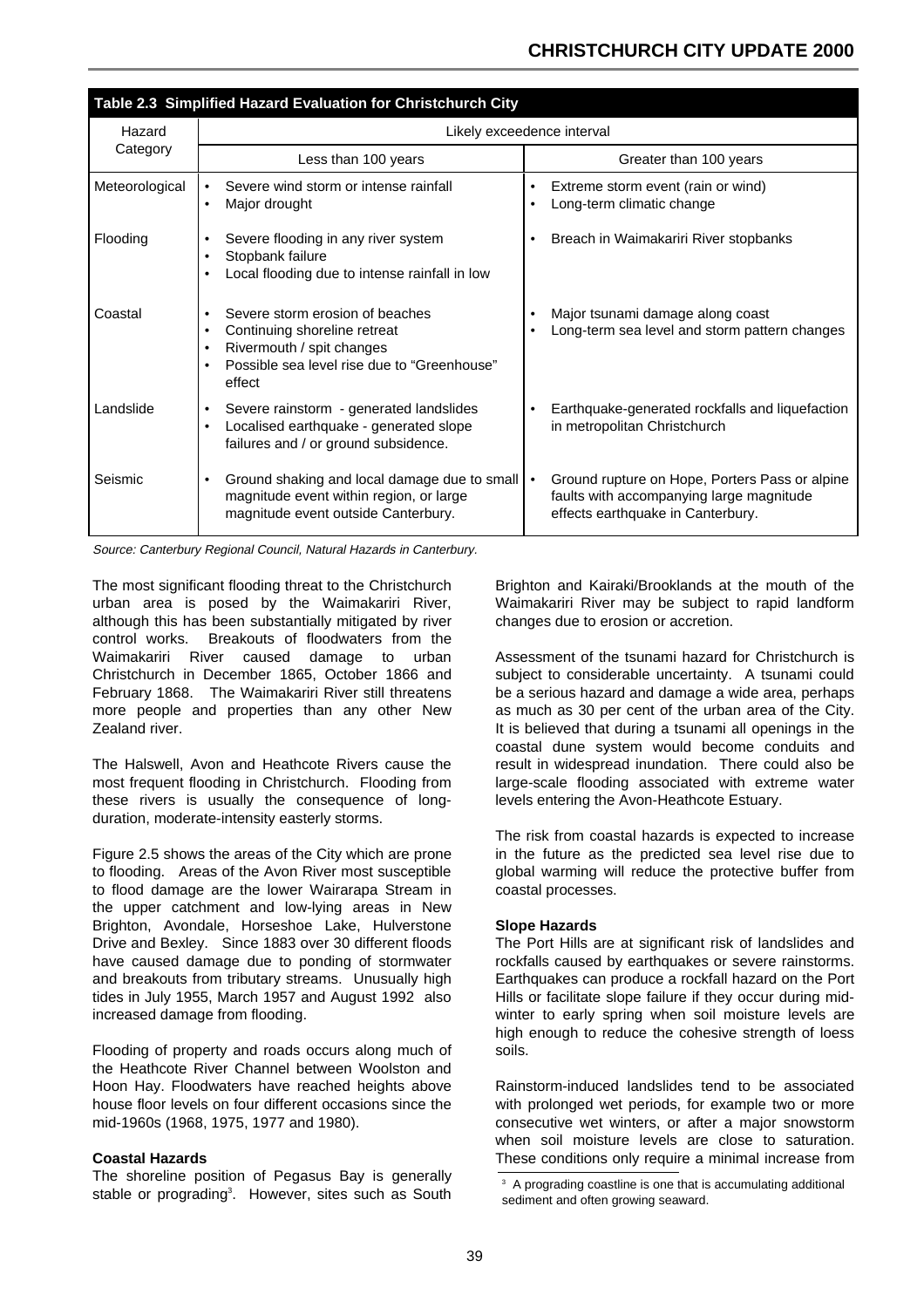**Table 2.3 Simplified Hazard Evaluation for Christchurch City**

| Hazard Category | Likely exceedence interval | |
|---|---|---|
| | Less than 100 years | Greater than 100 years |
| Meteorological | • Severe wind storm or intense rainfall<br>• Major drought | • Extreme storm event (rain or wind)<br>• Long-term climatic change |
| Flooding | • Severe flooding in any river system<br>• Stopbank failure<br>• Local flooding due to intense rainfall in low | • Breach in Waimakariri River stopbanks |
| Coastal | • Severe storm erosion of beaches<br>• Continuing shoreline retreat<br>• Rivermouth / spit changes<br>• Possible sea level rise due to "Greenhouse" effect | • Major tsunami damage along coast<br>• Long-term sea level and storm pattern changes |
| Landslide | • Severe rainstorm - generated landslides<br>• Localised earthquake - generated slope failures and / or ground subsidence. | • Earthquake-generated rockfalls and liquefaction in metropolitan Christchurch |
| Seismic | • Ground shaking and local damage due to small magnitude event within region, or large magnitude event outside Canterbury. | • Ground rupture on Hope, Porters Pass or alpine faults with accompanying large magnitude effects earthquake in Canterbury. |

*Source: Canterbury Regional Council, Natural Hazards in Canterbury.*

The most significant flooding threat to the Christchurch urban area is posed by the Waimakariri River, although this has been substantially mitigated by river control works. Breakouts of floodwaters from the Waimakariri River caused damage to urban Christchurch in December 1865, October 1866 and February 1868. The Waimakariri River still threatens more people and properties than any other New Zealand river.

The Halswell, Avon and Heathcote Rivers cause the most frequent flooding in Christchurch. Flooding from these rivers is usually the consequence of long-duration, moderate-intensity easterly storms.

Figure 2.5 shows the areas of the City which are prone to flooding. Areas of the Avon River most susceptible to flood damage are the lower Wairarapa Stream in the upper catchment and low-lying areas in New Brighton, Avondale, Horseshoe Lake, Hulverstone Drive and Bexley. Since 1883 over 30 different floods have caused damage due to ponding of stormwater and breakouts from tributary streams. Unusually high tides in July 1955, March 1957 and August 1992 also increased damage from flooding.

Flooding of property and roads occurs along much of the Heathcote River Channel between Woolston and Hoon Hay. Floodwaters have reached heights above house floor levels on four different occasions since the mid-1960s (1968, 1975, 1977 and 1980).

**Coastal Hazards**

The shoreline position of Pegasus Bay is generally stable or prograding[3]. However, sites such as South Brighton and Kairaki/Brooklands at the mouth of the Waimakariri River may be subject to rapid landform changes due to erosion or accretion.

Assessment of the tsunami hazard for Christchurch is subject to considerable uncertainty. A tsunami could be a serious hazard and damage a wide area, perhaps as much as 30 per cent of the urban area of the City. It is believed that during a tsunami all openings in the coastal dune system would become conduits and result in widespread inundation. There could also be large-scale flooding associated with extreme water levels entering the Avon-Heathcote Estuary.

The risk from coastal hazards is expected to increase in the future as the predicted sea level rise due to global warming will reduce the protective buffer from coastal processes.

**Slope Hazards**

The Port Hills are at significant risk of landslides and rockfalls caused by earthquakes or severe rainstorms. Earthquakes can produce a rockfall hazard on the Port Hills or facilitate slope failure if they occur during mid-winter to early spring when soil moisture levels are high enough to reduce the cohesive strength of loess soils.

Rainstorm-induced landslides tend to be associated with prolonged wet periods, for example two or more consecutive wet winters, or after a major snowstorm when soil moisture levels are close to saturation. These conditions only require a minimal increase from

[3] A prograding coastline is one that is accumulating additional sediment and often growing seaward.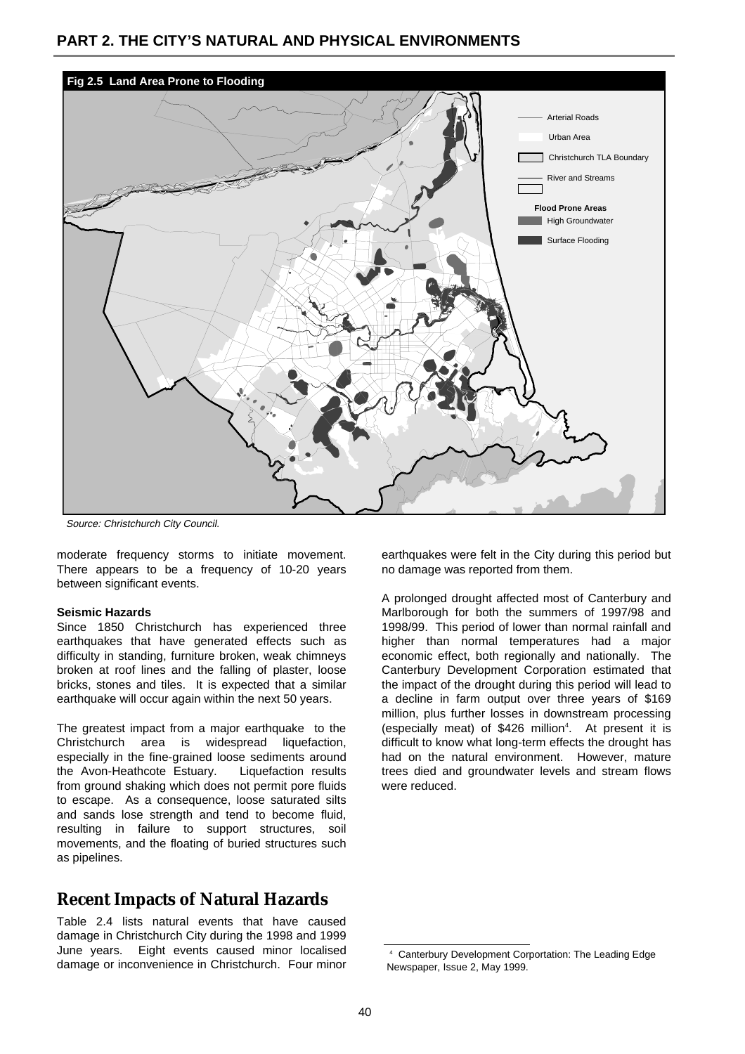**Fig 2.5 Land Area Prone to Flooding**

Arterial Roads
Urban Area
Christchurch TLA Boundary
River and Streams

**Flood Prone Areas**
High Groundwater
Surface Flooding

*Source: Christchurch City Council.*

moderate frequency storms to initiate movement. There appears to be a frequency of 10-20 years between significant events.

**Seismic Hazards**

Since 1850 Christchurch has experienced three earthquakes that have generated effects such as difficulty in standing, furniture broken, weak chimneys broken at roof lines and the falling of plaster, loose bricks, stones and tiles. It is expected that a similar earthquake will occur again within the next 50 years.

The greatest impact from a major earthquake to the Christchurch area is widespread liquefaction, especially in the fine-grained loose sediments around the Avon-Heathcote Estuary. Liquefaction results from ground shaking which does not permit pore fluids to escape. As a consequence, loose saturated silts and sands lose strength and tend to become fluid, resulting in failure to support structures, soil movements, and the floating of buried structures such as pipelines.

## Recent Impacts of Natural Hazards

Table 2.4 lists natural events that have caused damage in Christchurch City during the 1998 and 1999 June years. Eight events caused minor localised damage or inconvenience in Christchurch. Four minor earthquakes were felt in the City during this period but no damage was reported from them.

A prolonged drought affected most of Canterbury and Marlborough for both the summers of 1997/98 and 1998/99. This period of lower than normal rainfall and higher than normal temperatures had a major economic effect, both regionally and nationally. The Canterbury Development Corporation estimated that the impact of the drought during this period will lead to a decline in farm output over three years of $169 million, plus further losses in downstream processing (especially meat) of $426 million[4]. At present it is difficult to know what long-term effects the drought has had on the natural environment. However, mature trees died and groundwater levels and stream flows were reduced.

[4] Canterbury Development Corportation: The Leading Edge Newspaper, Issue 2, May 1999.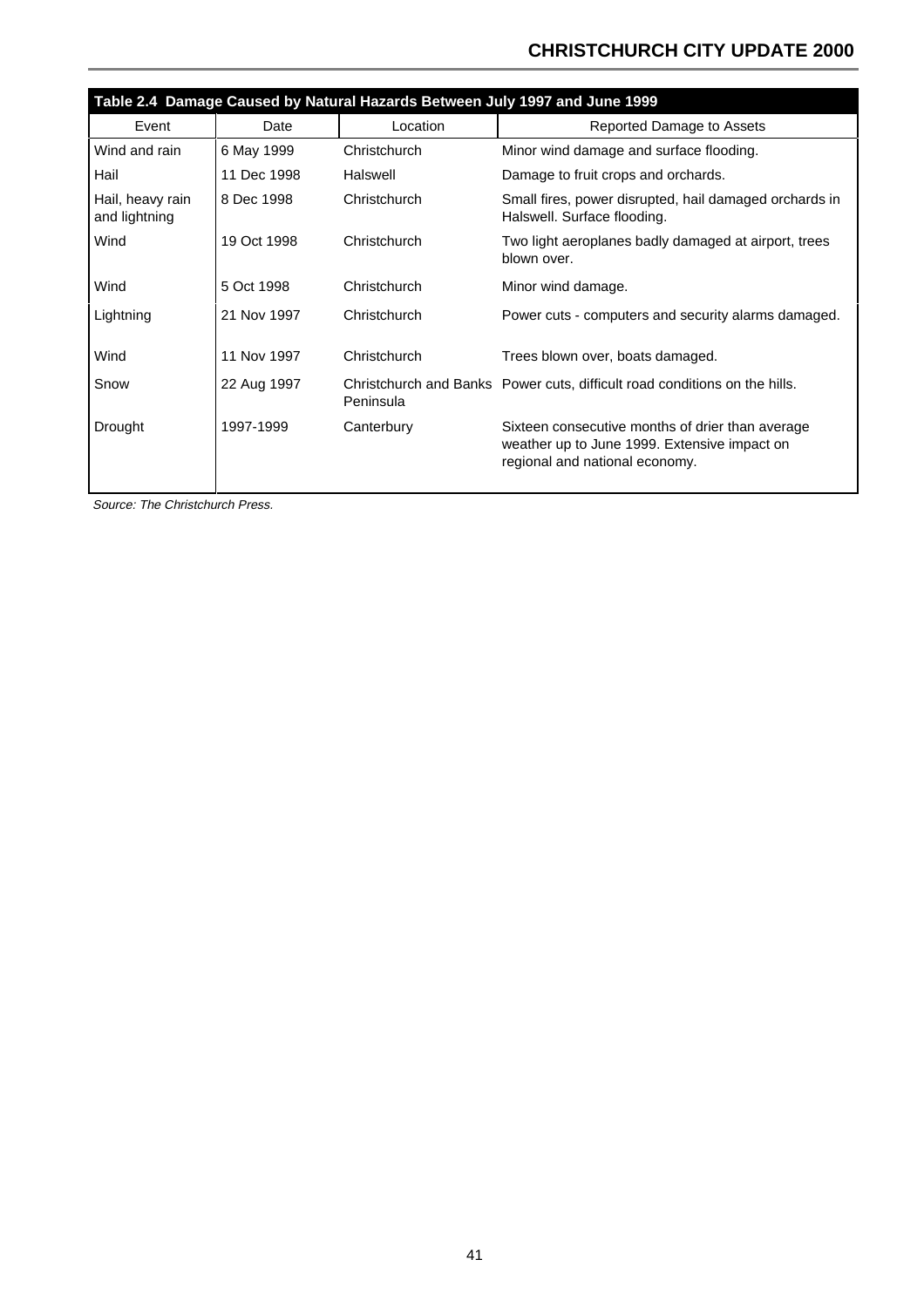**Table 2.4 Damage Caused by Natural Hazards Between July 1997 and June 1999**

| Event | Date | Location | Reported Damage to Assets |
|---|---|---|---|
| Wind and rain | 6 May 1999 | Christchurch | Minor wind damage and surface flooding. |
| Hail | 11 Dec 1998 | Halswell | Damage to fruit crops and orchards. |
| Hail, heavy rain and lightning | 8 Dec 1998 | Christchurch | Small fires, power disrupted, hail damaged orchards in Halswell. Surface flooding. |
| Wind | 19 Oct 1998 | Christchurch | Two light aeroplanes badly damaged at airport, trees blown over. |
| Wind | 5 Oct 1998 | Christchurch | Minor wind damage. |
| Lightning | 21 Nov 1997 | Christchurch | Power cuts - computers and security alarms damaged. |
| Wind | 11 Nov 1997 | Christchurch | Trees blown over, boats damaged. |
| Snow | 22 Aug 1997 | Christchurch and Banks Peninsula | Power cuts, difficult road conditions on the hills. |
| Drought | 1997-1999 | Canterbury | Sixteen consecutive months of drier than average weather up to June 1999. Extensive impact on regional and national economy. |

*Source: The Christchurch Press.*